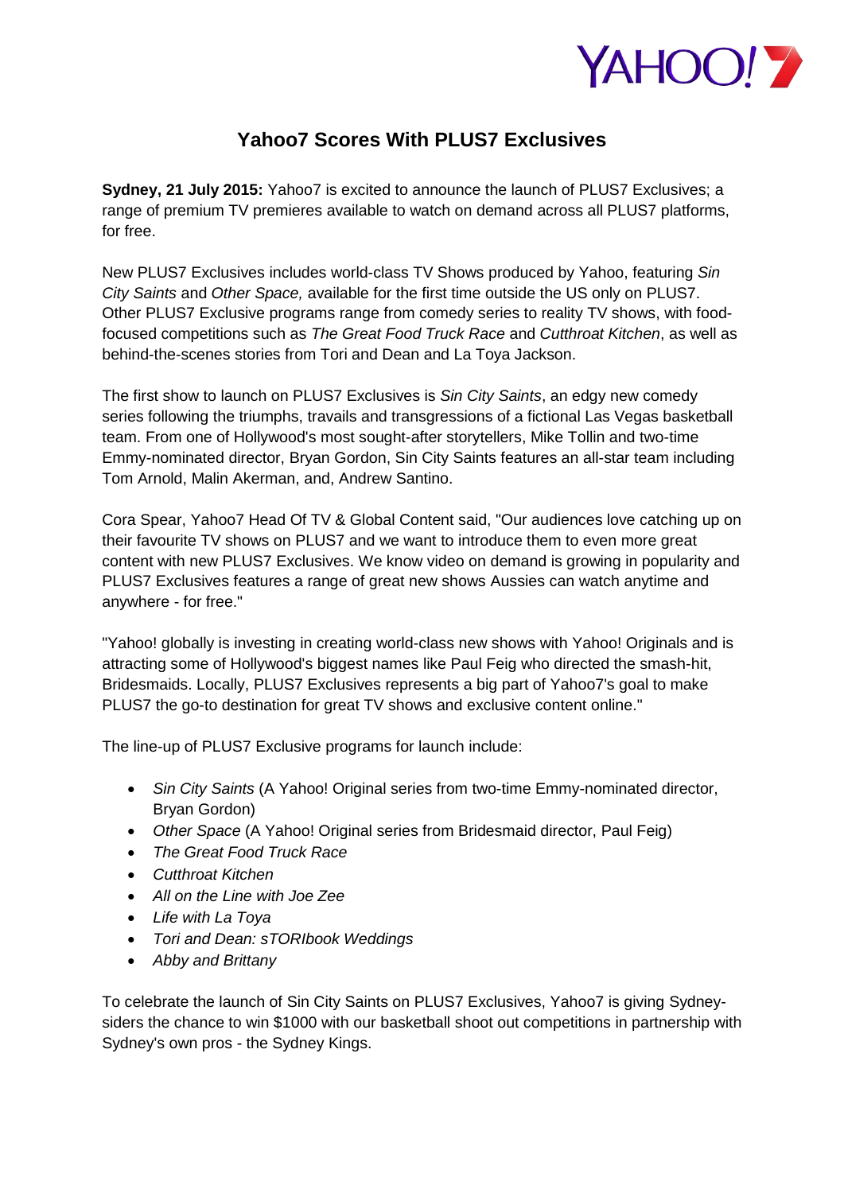# Yahoo7 Scores With PLUS7 Exclusives

**Sydney, 21 July 2015:** Yahoo7 is excited to announce the launch of PLUS7 Exclusives; a range of premium TV premieres available to watch on demand across all PLUS7 platforms, for free.

New PLUS7 Exclusives includes world-class TV Shows produced by Yahoo, featuring *Sin City Saints* and *Other Space,* available for the first time outside the US only on PLUS7. Other PLUS7 Exclusive programs range from comedy series to reality TV shows, with food-focused competitions such as *The Great Food Truck Race* and *Cutthroat Kitchen*, as well as behind-the-scenes stories from Tori and Dean and La Toya Jackson.

The first show to launch on PLUS7 Exclusives is *Sin City Saints*, an edgy new comedy series following the triumphs, travails and transgressions of a fictional Las Vegas basketball team. From one of Hollywood's most sought-after storytellers, Mike Tollin and two-time Emmy-nominated director, Bryan Gordon, Sin City Saints features an all-star team including Tom Arnold, Malin Akerman, and, Andrew Santino.

Cora Spear, Yahoo7 Head Of TV & Global Content said, "Our audiences love catching up on their favourite TV shows on PLUS7 and we want to introduce them to even more great content with new PLUS7 Exclusives. We know video on demand is growing in popularity and PLUS7 Exclusives features a range of great new shows Aussies can watch anytime and anywhere - for free."

"Yahoo! globally is investing in creating world-class new shows with Yahoo! Originals and is attracting some of Hollywood's biggest names like Paul Feig who directed the smash-hit, Bridesmaids. Locally, PLUS7 Exclusives represents a big part of Yahoo7's goal to make PLUS7 the go-to destination for great TV shows and exclusive content online."

The line-up of PLUS7 Exclusive programs for launch include:

- *Sin City Saints* (A Yahoo! Original series from two-time Emmy-nominated director, Bryan Gordon)
- *Other Space* (A Yahoo! Original series from Bridesmaid director, Paul Feig)
- *The Great Food Truck Race*
- *Cutthroat Kitchen*
- *All on the Line with Joe Zee*
- *Life with La Toya*
- *Tori and Dean: sTORIbook Weddings*
- *Abby and Brittany*

To celebrate the launch of Sin City Saints on PLUS7 Exclusives, Yahoo7 is giving Sydney-siders the chance to win $1000 with our basketball shoot out competitions in partnership with Sydney's own pros - the Sydney Kings.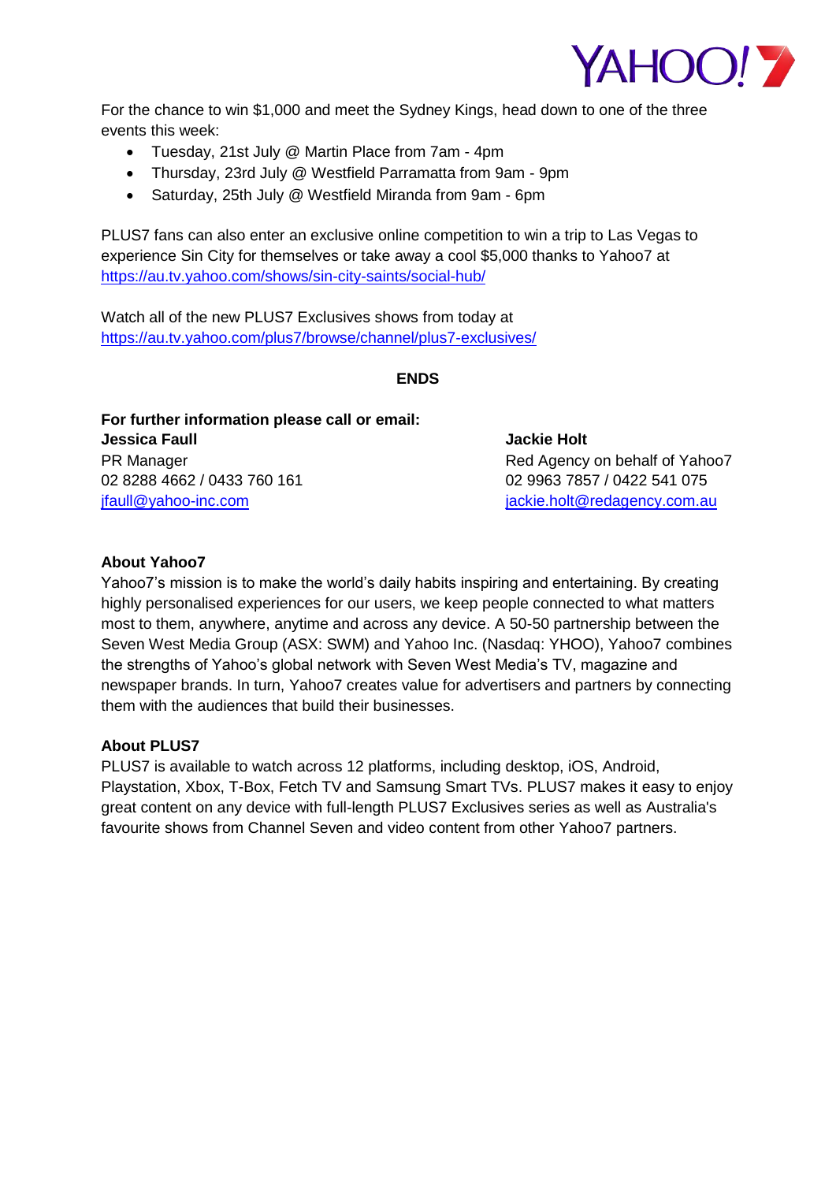For the chance to win $1,000 and meet the Sydney Kings, head down to one of the three events this week:

- Tuesday, 21st July @ Martin Place from 7am - 4pm
- Thursday, 23rd July @ Westfield Parramatta from 9am - 9pm
- Saturday, 25th July @ Westfield Miranda from 9am - 6pm

PLUS7 fans can also enter an exclusive online competition to win a trip to Las Vegas to experience Sin City for themselves or take away a cool $5,000 thanks to Yahoo7 at https://au.tv.yahoo.com/shows/sin-city-saints/social-hub/

Watch all of the new PLUS7 Exclusives shows from today at https://au.tv.yahoo.com/plus7/browse/channel/plus7-exclusives/

**ENDS**

**For further information please call or email:**

**Jessica Faull**
PR Manager
02 8288 4662 / 0433 760 161
jfaull@yahoo-inc.com

**Jackie Holt**
Red Agency on behalf of Yahoo7
02 9963 7857 / 0422 541 075
jackie.holt@redagency.com.au

**About Yahoo7**

Yahoo7's mission is to make the world's daily habits inspiring and entertaining. By creating highly personalised experiences for our users, we keep people connected to what matters most to them, anywhere, anytime and across any device. A 50-50 partnership between the Seven West Media Group (ASX: SWM) and Yahoo Inc. (Nasdaq: YHOO), Yahoo7 combines the strengths of Yahoo's global network with Seven West Media's TV, magazine and newspaper brands. In turn, Yahoo7 creates value for advertisers and partners by connecting them with the audiences that build their businesses.

**About PLUS7**

PLUS7 is available to watch across 12 platforms, including desktop, iOS, Android, Playstation, Xbox, T-Box, Fetch TV and Samsung Smart TVs. PLUS7 makes it easy to enjoy great content on any device with full-length PLUS7 Exclusives series as well as Australia's favourite shows from Channel Seven and video content from other Yahoo7 partners.